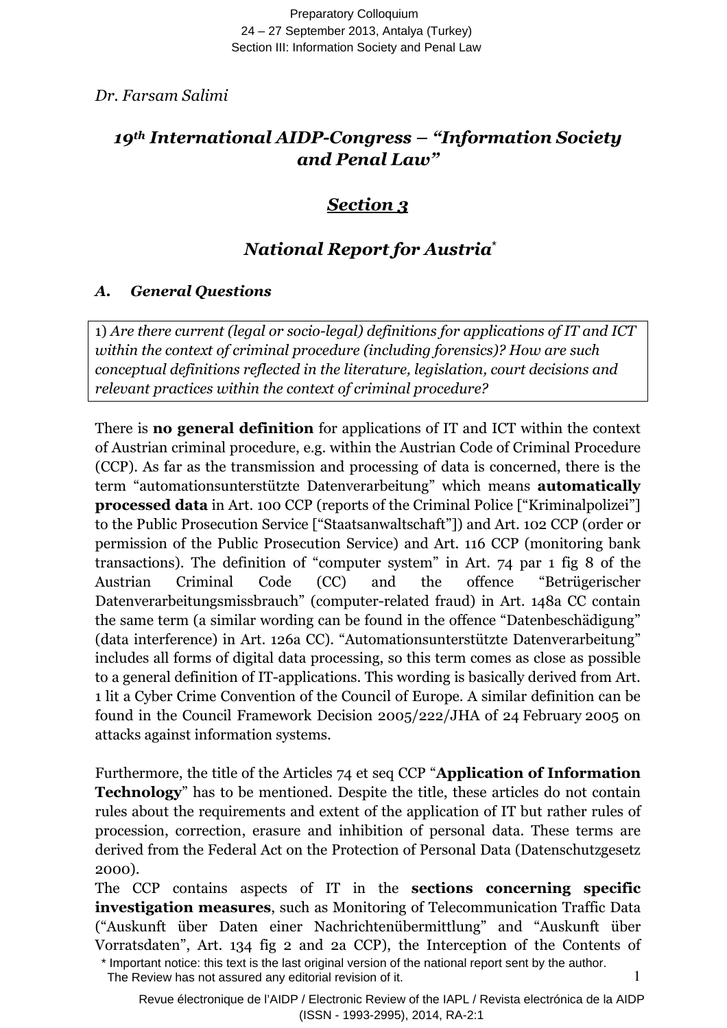*Dr. Farsam Salimi*

# *19th International AIDP-Congress – "Information Society and Penal Law"*

## *Section 3*

## *National Report for Austria*\*

### *A. General Questions*

> 1) *Are there current (legal or socio-legal) definitions for applications of IT and ICT within the context of criminal procedure (including forensics)? How are such conceptual definitions reflected in the literature, legislation, court decisions and relevant practices within the context of criminal procedure?*

There is **no general definition** for applications of IT and ICT within the context of Austrian criminal procedure, e.g. within the Austrian Code of Criminal Procedure (CCP). As far as the transmission and processing of data is concerned, there is the term "automationsunterstützte Datenverarbeitung" which means **automatically processed data** in Art. 100 CCP (reports of the Criminal Police ["Kriminalpolizei"] to the Public Prosecution Service ["Staatsanwaltschaft"]) and Art. 102 CCP (order or permission of the Public Prosecution Service) and Art. 116 CCP (monitoring bank transactions). The definition of "computer system" in Art. 74 par 1 fig 8 of the Austrian Criminal Code (CC) and the offence "Betrügerischer Datenverarbeitungsmissbrauch" (computer-related fraud) in Art. 148a CC contain the same term (a similar wording can be found in the offence "Datenbeschädigung" (data interference) in Art. 126a CC). "Automationsunterstützte Datenverarbeitung" includes all forms of digital data processing, so this term comes as close as possible to a general definition of IT-applications. This wording is basically derived from Art. 1 lit a Cyber Crime Convention of the Council of Europe. A similar definition can be found in the Council Framework Decision 2005/222/JHA of 24 February 2005 on attacks against information systems.

Furthermore, the title of the Articles 74 et seq CCP "**Application of Information Technology**" has to be mentioned. Despite the title, these articles do not contain rules about the requirements and extent of the application of IT but rather rules of procession, correction, erasure and inhibition of personal data. These terms are derived from the Federal Act on the Protection of Personal Data (Datenschutzgesetz 2000).

The CCP contains aspects of IT in the **sections concerning specific investigation measures**, such as Monitoring of Telecommunication Traffic Data ("Auskunft über Daten einer Nachrichtenübermittlung" and "Auskunft über Vorratsdaten", Art. 134 fig 2 and 2a CCP), the Interception of the Contents of

\* Important notice: this text is the last original version of the national report sent by the author. The Review has not assured any editorial revision of it.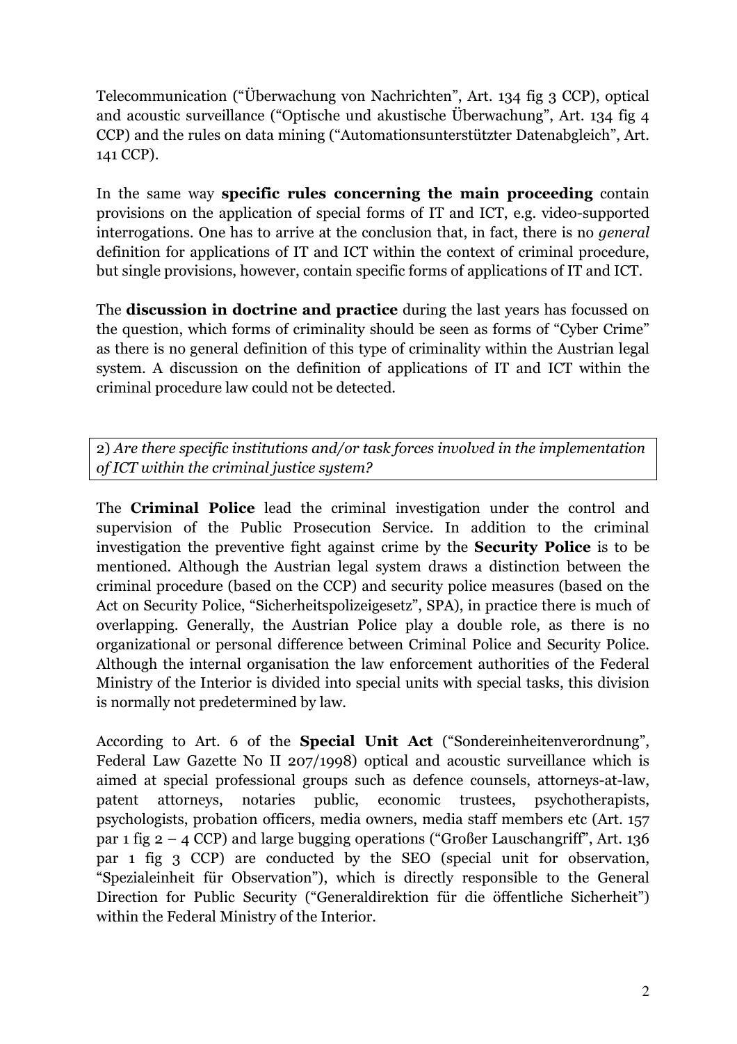Telecommunication ("Überwachung von Nachrichten", Art. 134 fig 3 CCP), optical and acoustic surveillance ("Optische und akustische Überwachung", Art. 134 fig 4 CCP) and the rules on data mining ("Automationsunterstützter Datenabgleich", Art. 141 CCP).

In the same way **specific rules concerning the main proceeding** contain provisions on the application of special forms of IT and ICT, e.g. video-supported interrogations. One has to arrive at the conclusion that, in fact, there is no *general* definition for applications of IT and ICT within the context of criminal procedure, but single provisions, however, contain specific forms of applications of IT and ICT.

The **discussion in doctrine and practice** during the last years has focussed on the question, which forms of criminality should be seen as forms of "Cyber Crime" as there is no general definition of this type of criminality within the Austrian legal system. A discussion on the definition of applications of IT and ICT within the criminal procedure law could not be detected.

2) *Are there specific institutions and/or task forces involved in the implementation of ICT within the criminal justice system?*

The **Criminal Police** lead the criminal investigation under the control and supervision of the Public Prosecution Service. In addition to the criminal investigation the preventive fight against crime by the **Security Police** is to be mentioned. Although the Austrian legal system draws a distinction between the criminal procedure (based on the CCP) and security police measures (based on the Act on Security Police, "Sicherheitspolizeigesetz", SPA), in practice there is much of overlapping. Generally, the Austrian Police play a double role, as there is no organizational or personal difference between Criminal Police and Security Police. Although the internal organisation the law enforcement authorities of the Federal Ministry of the Interior is divided into special units with special tasks, this division is normally not predetermined by law.

According to Art. 6 of the **Special Unit Act** ("Sondereinheitenverordnung", Federal Law Gazette No II 207/1998) optical and acoustic surveillance which is aimed at special professional groups such as defence counsels, attorneys-at-law, patent attorneys, notaries public, economic trustees, psychotherapists, psychologists, probation officers, media owners, media staff members etc (Art. 157 par 1 fig 2 – 4 CCP) and large bugging operations ("Großer Lauschangriff", Art. 136 par 1 fig 3 CCP) are conducted by the SEO (special unit for observation, "Spezialeinheit für Observation"), which is directly responsible to the General Direction for Public Security ("Generaldirektion für die öffentliche Sicherheit") within the Federal Ministry of the Interior.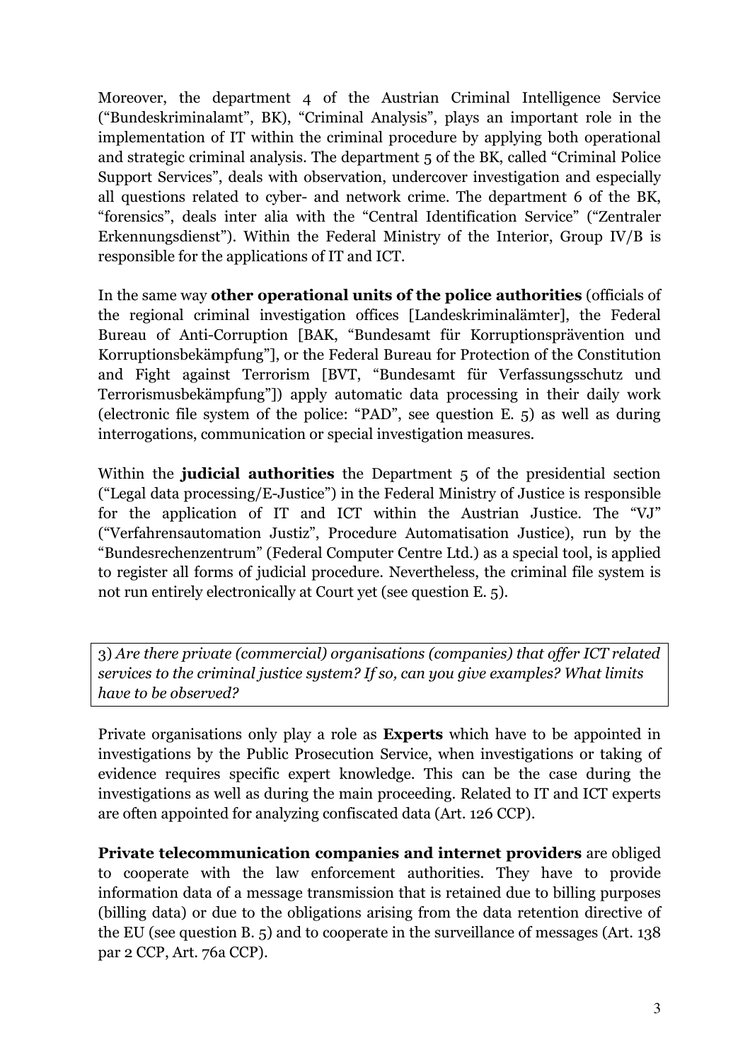Moreover, the department 4 of the Austrian Criminal Intelligence Service ("Bundeskriminalamt", BK), "Criminal Analysis", plays an important role in the implementation of IT within the criminal procedure by applying both operational and strategic criminal analysis. The department 5 of the BK, called "Criminal Police Support Services", deals with observation, undercover investigation and especially all questions related to cyber- and network crime. The department 6 of the BK, "forensics", deals inter alia with the "Central Identification Service" ("Zentraler Erkennungsdienst"). Within the Federal Ministry of the Interior, Group IV/B is responsible for the applications of IT and ICT.

In the same way **other operational units of the police authorities** (officials of the regional criminal investigation offices [Landeskriminalämter], the Federal Bureau of Anti-Corruption [BAK, "Bundesamt für Korruptionsprävention und Korruptionsbekämpfung"], or the Federal Bureau for Protection of the Constitution and Fight against Terrorism [BVT, "Bundesamt für Verfassungsschutz und Terrorismusbekämpfung"]) apply automatic data processing in their daily work (electronic file system of the police: "PAD", see question E. 5) as well as during interrogations, communication or special investigation measures.

Within the **judicial authorities** the Department 5 of the presidential section ("Legal data processing/E-Justice") in the Federal Ministry of Justice is responsible for the application of IT and ICT within the Austrian Justice. The "VJ" ("Verfahrensautomation Justiz", Procedure Automatisation Justice), run by the "Bundesrechenzentrum" (Federal Computer Centre Ltd.) as a special tool, is applied to register all forms of judicial procedure. Nevertheless, the criminal file system is not run entirely electronically at Court yet (see question E. 5).

3) *Are there private (commercial) organisations (companies) that offer ICT related services to the criminal justice system? If so, can you give examples? What limits have to be observed?*

Private organisations only play a role as **Experts** which have to be appointed in investigations by the Public Prosecution Service, when investigations or taking of evidence requires specific expert knowledge. This can be the case during the investigations as well as during the main proceeding. Related to IT and ICT experts are often appointed for analyzing confiscated data (Art. 126 CCP).

**Private telecommunication companies and internet providers** are obliged to cooperate with the law enforcement authorities. They have to provide information data of a message transmission that is retained due to billing purposes (billing data) or due to the obligations arising from the data retention directive of the EU (see question B. 5) and to cooperate in the surveillance of messages (Art. 138 par 2 CCP, Art. 76a CCP).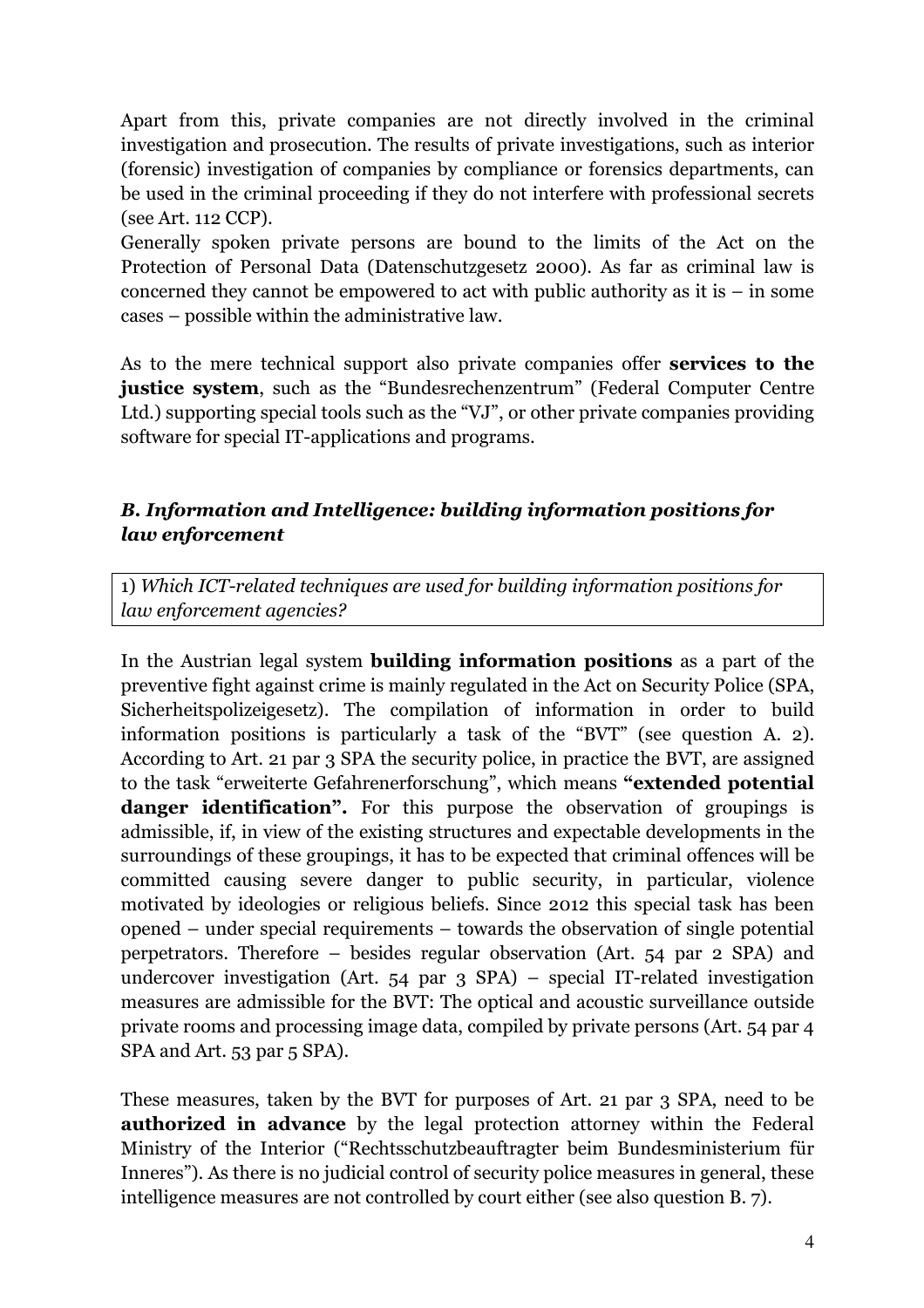Apart from this, private companies are not directly involved in the criminal investigation and prosecution. The results of private investigations, such as interior (forensic) investigation of companies by compliance or forensics departments, can be used in the criminal proceeding if they do not interfere with professional secrets (see Art. 112 CCP).
Generally spoken private persons are bound to the limits of the Act on the Protection of Personal Data (Datenschutzgesetz 2000). As far as criminal law is concerned they cannot be empowered to act with public authority as it is – in some cases – possible within the administrative law.

As to the mere technical support also private companies offer **services to the justice system**, such as the "Bundesrechenzentrum" (Federal Computer Centre Ltd.) supporting special tools such as the "VJ", or other private companies providing software for special IT-applications and programs.

### *B. Information and Intelligence: building information positions for law enforcement*

1) *Which ICT-related techniques are used for building information positions for law enforcement agencies?*

In the Austrian legal system **building information positions** as a part of the preventive fight against crime is mainly regulated in the Act on Security Police (SPA, Sicherheitspolizeigesetz). The compilation of information in order to build information positions is particularly a task of the "BVT" (see question A. 2). According to Art. 21 par 3 SPA the security police, in practice the BVT, are assigned to the task "erweiterte Gefahrenerforschung", which means **"extended potential danger identification".** For this purpose the observation of groupings is admissible, if, in view of the existing structures and expectable developments in the surroundings of these groupings, it has to be expected that criminal offences will be committed causing severe danger to public security, in particular, violence motivated by ideologies or religious beliefs. Since 2012 this special task has been opened – under special requirements – towards the observation of single potential perpetrators. Therefore – besides regular observation (Art. 54 par 2 SPA) and undercover investigation (Art. 54 par 3 SPA) – special IT-related investigation measures are admissible for the BVT: The optical and acoustic surveillance outside private rooms and processing image data, compiled by private persons (Art. 54 par 4 SPA and Art. 53 par 5 SPA).

These measures, taken by the BVT for purposes of Art. 21 par 3 SPA, need to be **authorized in advance** by the legal protection attorney within the Federal Ministry of the Interior ("Rechtsschutzbeauftragter beim Bundesministerium für Inneres"). As there is no judicial control of security police measures in general, these intelligence measures are not controlled by court either (see also question B. 7).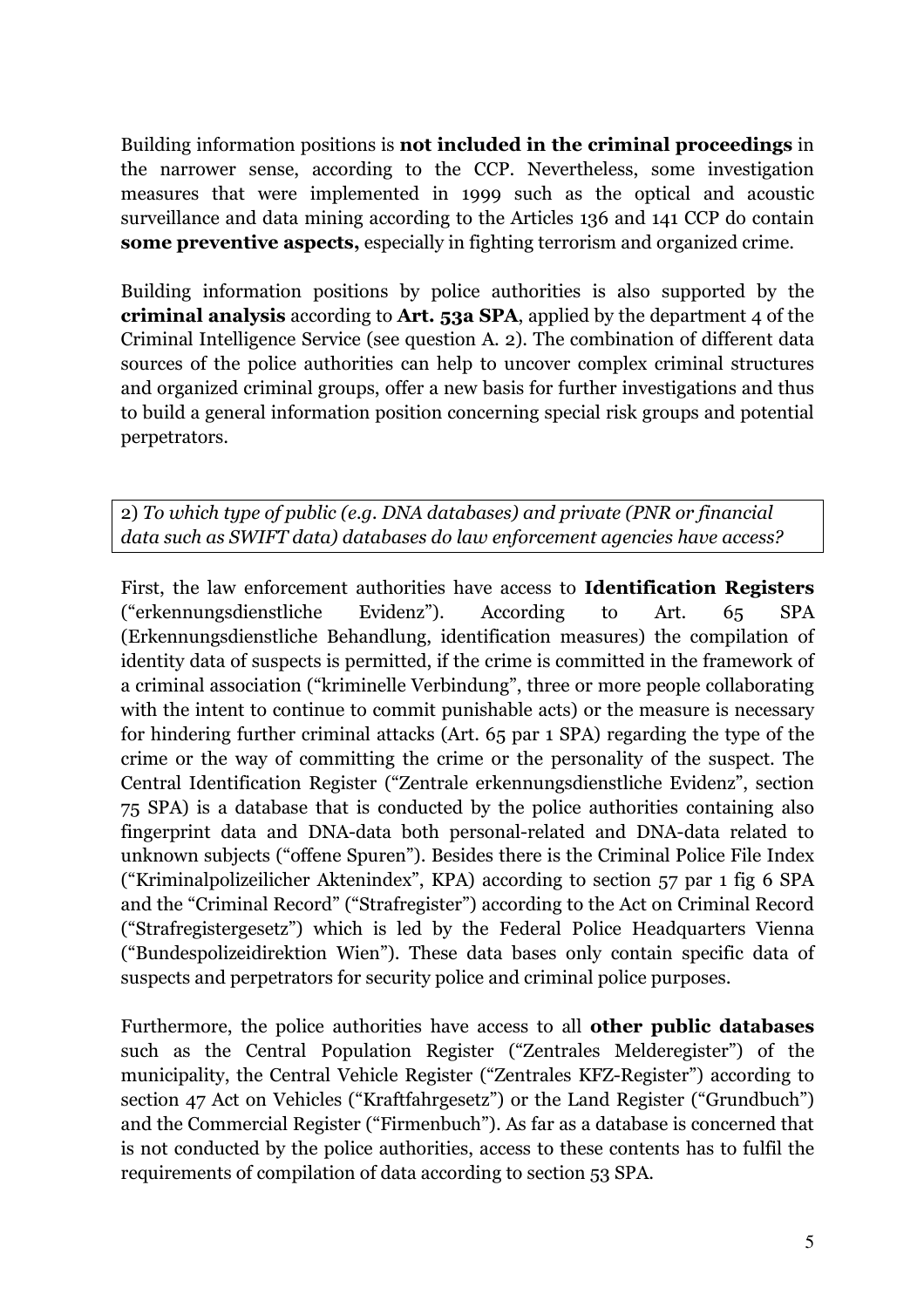Building information positions is **not included in the criminal proceedings** in the narrower sense, according to the CCP. Nevertheless, some investigation measures that were implemented in 1999 such as the optical and acoustic surveillance and data mining according to the Articles 136 and 141 CCP do contain **some preventive aspects,** especially in fighting terrorism and organized crime.

Building information positions by police authorities is also supported by the **criminal analysis** according to **Art. 53a SPA**, applied by the department 4 of the Criminal Intelligence Service (see question A. 2). The combination of different data sources of the police authorities can help to uncover complex criminal structures and organized criminal groups, offer a new basis for further investigations and thus to build a general information position concerning special risk groups and potential perpetrators.

2) *To which type of public (e.g. DNA databases) and private (PNR or financial data such as SWIFT data) databases do law enforcement agencies have access?*

First, the law enforcement authorities have access to **Identification Registers** ("erkennungsdienstliche Evidenz"). According to Art. 65 SPA (Erkennungsdienstliche Behandlung, identification measures) the compilation of identity data of suspects is permitted, if the crime is committed in the framework of a criminal association ("kriminelle Verbindung", three or more people collaborating with the intent to continue to commit punishable acts) or the measure is necessary for hindering further criminal attacks (Art. 65 par 1 SPA) regarding the type of the crime or the way of committing the crime or the personality of the suspect. The Central Identification Register ("Zentrale erkennungsdienstliche Evidenz", section 75 SPA) is a database that is conducted by the police authorities containing also fingerprint data and DNA-data both personal-related and DNA-data related to unknown subjects ("offene Spuren"). Besides there is the Criminal Police File Index ("Kriminalpolizeilicher Aktenindex", KPA) according to section 57 par 1 fig 6 SPA and the "Criminal Record" ("Strafregister") according to the Act on Criminal Record ("Strafregistergesetz") which is led by the Federal Police Headquarters Vienna ("Bundespolizeidirektion Wien"). These data bases only contain specific data of suspects and perpetrators for security police and criminal police purposes.

Furthermore, the police authorities have access to all **other public databases** such as the Central Population Register ("Zentrales Melderegister") of the municipality, the Central Vehicle Register ("Zentrales KFZ-Register") according to section 47 Act on Vehicles ("Kraftfahrgesetz") or the Land Register ("Grundbuch") and the Commercial Register ("Firmenbuch"). As far as a database is concerned that is not conducted by the police authorities, access to these contents has to fulfil the requirements of compilation of data according to section 53 SPA.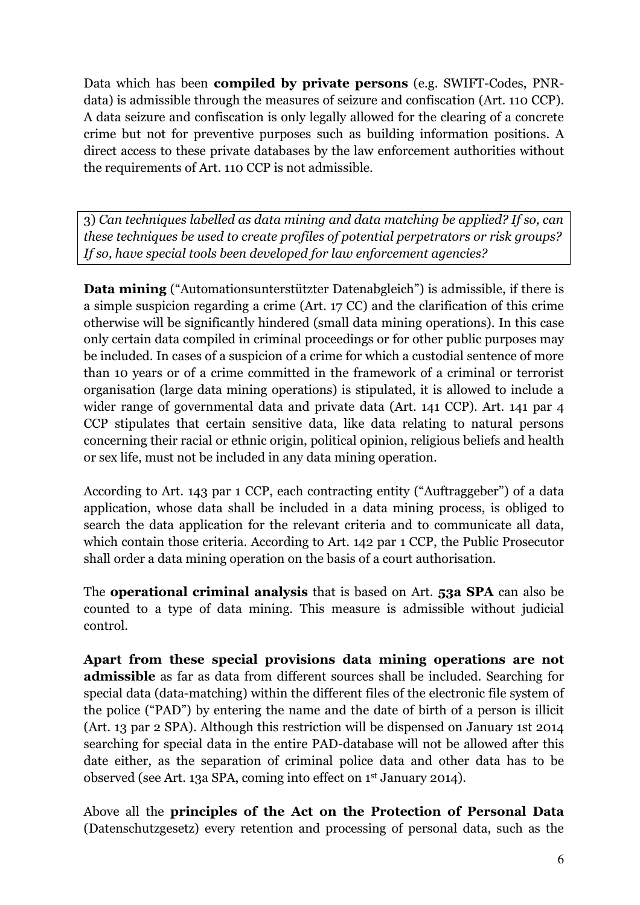Data which has been **compiled by private persons** (e.g. SWIFT-Codes, PNR-data) is admissible through the measures of seizure and confiscation (Art. 110 CCP). A data seizure and confiscation is only legally allowed for the clearing of a concrete crime but not for preventive purposes such as building information positions. A direct access to these private databases by the law enforcement authorities without the requirements of Art. 110 CCP is not admissible.

3) *Can techniques labelled as data mining and data matching be applied? If so, can these techniques be used to create profiles of potential perpetrators or risk groups? If so, have special tools been developed for law enforcement agencies?*

**Data mining** ("Automationsunterstützter Datenabgleich") is admissible, if there is a simple suspicion regarding a crime (Art. 17 CC) and the clarification of this crime otherwise will be significantly hindered (small data mining operations). In this case only certain data compiled in criminal proceedings or for other public purposes may be included. In cases of a suspicion of a crime for which a custodial sentence of more than 10 years or of a crime committed in the framework of a criminal or terrorist organisation (large data mining operations) is stipulated, it is allowed to include a wider range of governmental data and private data (Art. 141 CCP). Art. 141 par 4 CCP stipulates that certain sensitive data, like data relating to natural persons concerning their racial or ethnic origin, political opinion, religious beliefs and health or sex life, must not be included in any data mining operation.

According to Art. 143 par 1 CCP, each contracting entity ("Auftraggeber") of a data application, whose data shall be included in a data mining process, is obliged to search the data application for the relevant criteria and to communicate all data, which contain those criteria. According to Art. 142 par 1 CCP, the Public Prosecutor shall order a data mining operation on the basis of a court authorisation.

The **operational criminal analysis** that is based on Art. **53a SPA** can also be counted to a type of data mining. This measure is admissible without judicial control.

**Apart from these special provisions data mining operations are not admissible** as far as data from different sources shall be included. Searching for special data (data-matching) within the different files of the electronic file system of the police ("PAD") by entering the name and the date of birth of a person is illicit (Art. 13 par 2 SPA). Although this restriction will be dispensed on January 1st 2014 searching for special data in the entire PAD-database will not be allowed after this date either, as the separation of criminal police data and other data has to be observed (see Art. 13a SPA, coming into effect on 1st January 2014).

Above all the **principles of the Act on the Protection of Personal Data** (Datenschutzgesetz) every retention and processing of personal data, such as the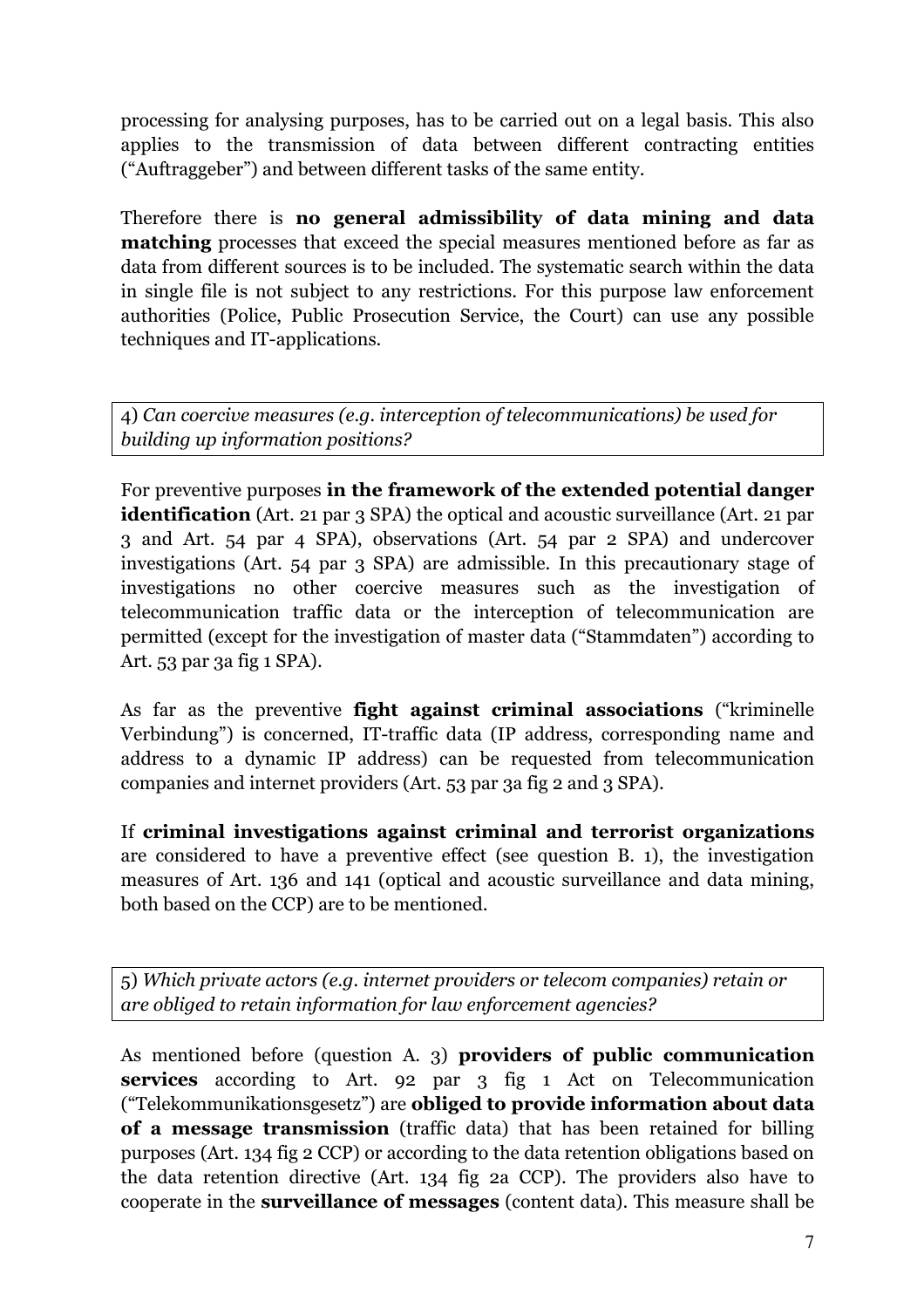processing for analysing purposes, has to be carried out on a legal basis. This also applies to the transmission of data between different contracting entities ("Auftraggeber") and between different tasks of the same entity.

Therefore there is **no general admissibility of data mining and data matching** processes that exceed the special measures mentioned before as far as data from different sources is to be included. The systematic search within the data in single file is not subject to any restrictions. For this purpose law enforcement authorities (Police, Public Prosecution Service, the Court) can use any possible techniques and IT-applications.

4) *Can coercive measures (e.g. interception of telecommunications) be used for building up information positions?*

For preventive purposes **in the framework of the extended potential danger identification** (Art. 21 par 3 SPA) the optical and acoustic surveillance (Art. 21 par 3 and Art. 54 par 4 SPA), observations (Art. 54 par 2 SPA) and undercover investigations (Art. 54 par 3 SPA) are admissible. In this precautionary stage of investigations no other coercive measures such as the investigation of telecommunication traffic data or the interception of telecommunication are permitted (except for the investigation of master data ("Stammdaten") according to Art. 53 par 3a fig 1 SPA).

As far as the preventive **fight against criminal associations** ("kriminelle Verbindung") is concerned, IT-traffic data (IP address, corresponding name and address to a dynamic IP address) can be requested from telecommunication companies and internet providers (Art. 53 par 3a fig 2 and 3 SPA).

If **criminal investigations against criminal and terrorist organizations** are considered to have a preventive effect (see question B. 1), the investigation measures of Art. 136 and 141 (optical and acoustic surveillance and data mining, both based on the CCP) are to be mentioned.

5) *Which private actors (e.g. internet providers or telecom companies) retain or are obliged to retain information for law enforcement agencies?*

As mentioned before (question A. 3) **providers of public communication services** according to Art. 92 par 3 fig 1 Act on Telecommunication ("Telekommunikationsgesetz") are **obliged to provide information about data of a message transmission** (traffic data) that has been retained for billing purposes (Art. 134 fig 2 CCP) or according to the data retention obligations based on the data retention directive (Art. 134 fig 2a CCP). The providers also have to cooperate in the **surveillance of messages** (content data). This measure shall be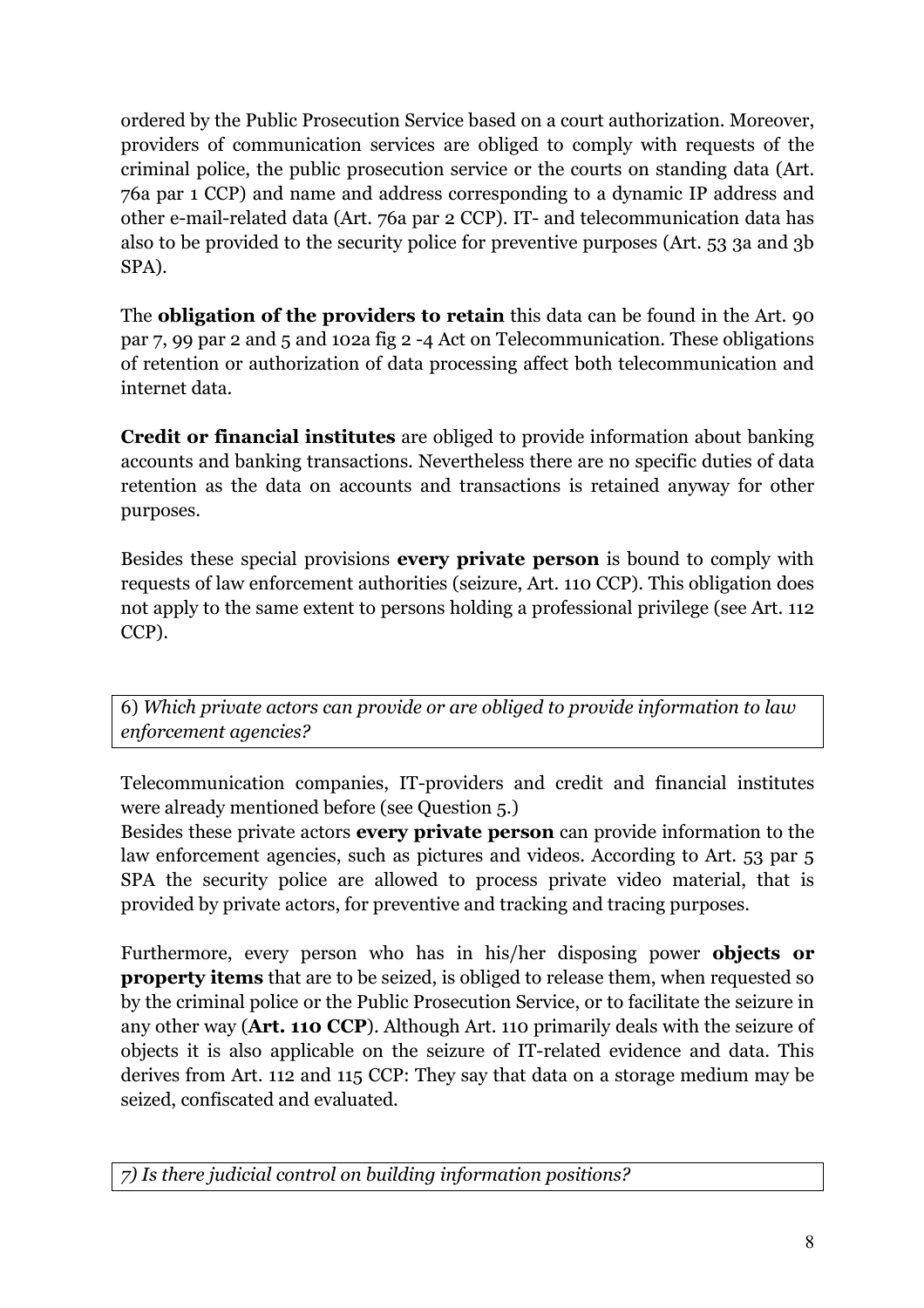ordered by the Public Prosecution Service based on a court authorization. Moreover, providers of communication services are obliged to comply with requests of the criminal police, the public prosecution service or the courts on standing data (Art. 76a par 1 CCP) and name and address corresponding to a dynamic IP address and other e-mail-related data (Art. 76a par 2 CCP). IT- and telecommunication data has also to be provided to the security police for preventive purposes (Art. 53 3a and 3b SPA).

The **obligation of the providers to retain** this data can be found in the Art. 90 par 7, 99 par 2 and 5 and 102a fig 2 -4 Act on Telecommunication. These obligations of retention or authorization of data processing affect both telecommunication and internet data.

**Credit or financial institutes** are obliged to provide information about banking accounts and banking transactions. Nevertheless there are no specific duties of data retention as the data on accounts and transactions is retained anyway for other purposes.

Besides these special provisions **every private person** is bound to comply with requests of law enforcement authorities (seizure, Art. 110 CCP). This obligation does not apply to the same extent to persons holding a professional privilege (see Art. 112 CCP).

6) *Which private actors can provide or are obliged to provide information to law enforcement agencies?*

Telecommunication companies, IT-providers and credit and financial institutes were already mentioned before (see Question 5.)
Besides these private actors **every private person** can provide information to the law enforcement agencies, such as pictures and videos. According to Art. 53 par 5 SPA the security police are allowed to process private video material, that is provided by private actors, for preventive and tracking and tracing purposes.

Furthermore, every person who has in his/her disposing power **objects or property items** that are to be seized, is obliged to release them, when requested so by the criminal police or the Public Prosecution Service, or to facilitate the seizure in any other way (**Art. 110 CCP**). Although Art. 110 primarily deals with the seizure of objects it is also applicable on the seizure of IT-related evidence and data. This derives from Art. 112 and 115 CCP: They say that data on a storage medium may be seized, confiscated and evaluated.

*7) Is there judicial control on building information positions?*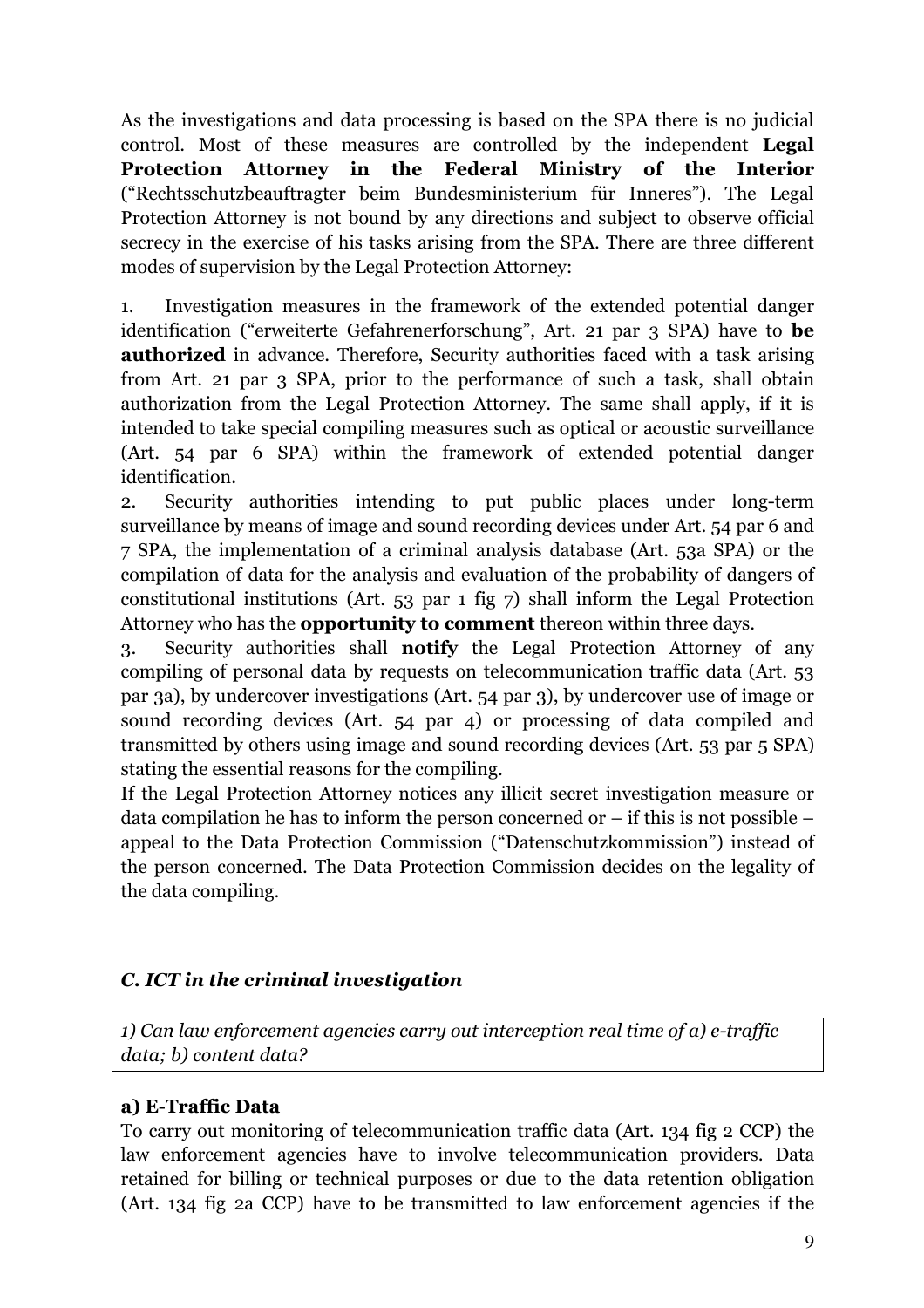As the investigations and data processing is based on the SPA there is no judicial control. Most of these measures are controlled by the independent **Legal Protection Attorney in the Federal Ministry of the Interior** ("Rechtsschutzbeauftragter beim Bundesministerium für Inneres"). The Legal Protection Attorney is not bound by any directions and subject to observe official secrecy in the exercise of his tasks arising from the SPA. There are three different modes of supervision by the Legal Protection Attorney:

1. Investigation measures in the framework of the extended potential danger identification ("erweiterte Gefahrenerforschung", Art. 21 par 3 SPA) have to **be authorized** in advance. Therefore, Security authorities faced with a task arising from Art. 21 par 3 SPA, prior to the performance of such a task, shall obtain authorization from the Legal Protection Attorney. The same shall apply, if it is intended to take special compiling measures such as optical or acoustic surveillance (Art. 54 par 6 SPA) within the framework of extended potential danger identification.
2. Security authorities intending to put public places under long-term surveillance by means of image and sound recording devices under Art. 54 par 6 and 7 SPA, the implementation of a criminal analysis database (Art. 53a SPA) or the compilation of data for the analysis and evaluation of the probability of dangers of constitutional institutions (Art. 53 par 1 fig 7) shall inform the Legal Protection Attorney who has the **opportunity to comment** thereon within three days.
3. Security authorities shall **notify** the Legal Protection Attorney of any compiling of personal data by requests on telecommunication traffic data (Art. 53 par 3a), by undercover investigations (Art. 54 par 3), by undercover use of image or sound recording devices (Art. 54 par 4) or processing of data compiled and transmitted by others using image and sound recording devices (Art. 53 par 5 SPA) stating the essential reasons for the compiling.

If the Legal Protection Attorney notices any illicit secret investigation measure or data compilation he has to inform the person concerned or – if this is not possible – appeal to the Data Protection Commission ("Datenschutzkommission") instead of the person concerned. The Data Protection Commission decides on the legality of the data compiling.

## *C. ICT in the criminal investigation*

*1) Can law enforcement agencies carry out interception real time of a) e-traffic data; b) content data?*

### a) E-Traffic Data

To carry out monitoring of telecommunication traffic data (Art. 134 fig 2 CCP) the law enforcement agencies have to involve telecommunication providers. Data retained for billing or technical purposes or due to the data retention obligation (Art. 134 fig 2a CCP) have to be transmitted to law enforcement agencies if the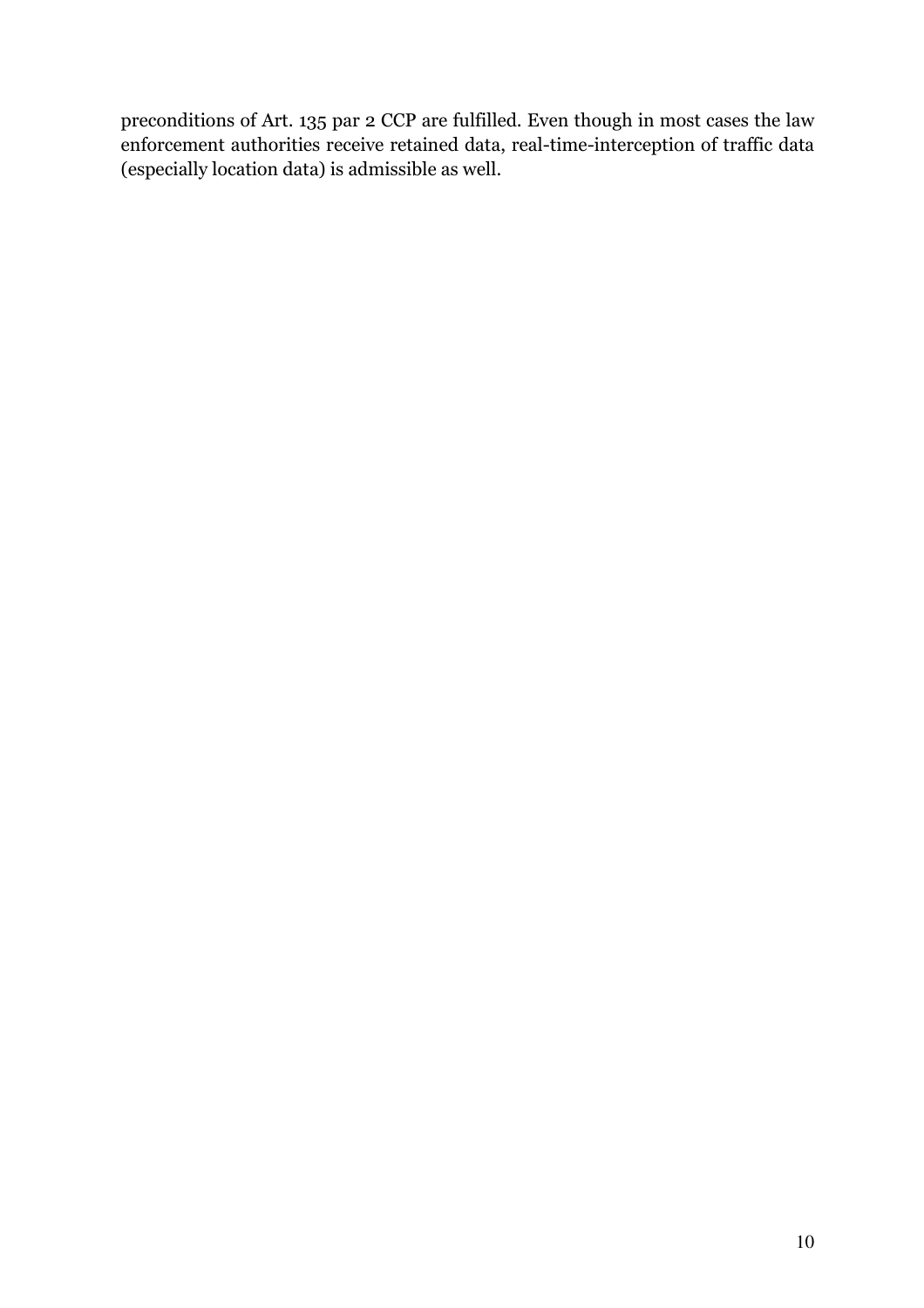preconditions of Art. 135 par 2 CCP are fulfilled. Even though in most cases the law enforcement authorities receive retained data, real-time-interception of traffic data (especially location data) is admissible as well.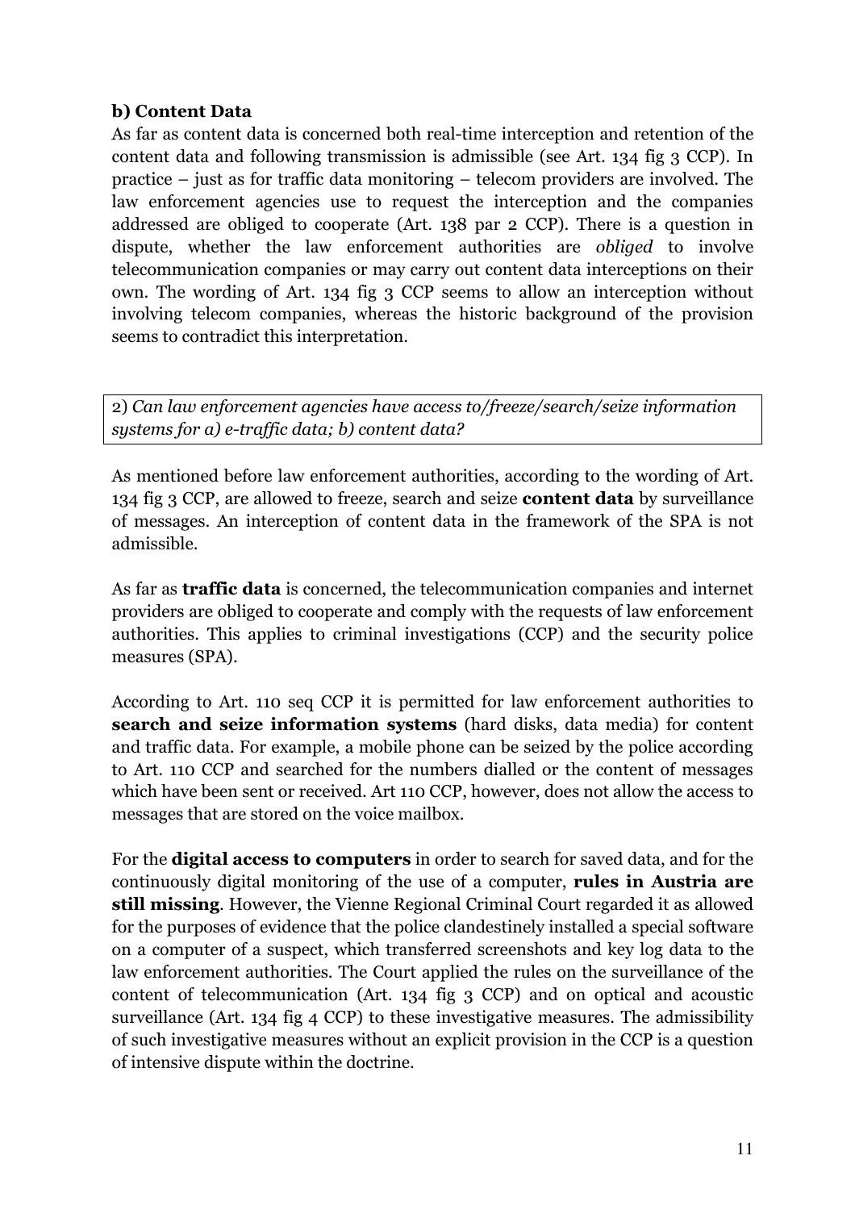### b) Content Data

As far as content data is concerned both real-time interception and retention of the content data and following transmission is admissible (see Art. 134 fig 3 CCP). In practice – just as for traffic data monitoring – telecom providers are involved. The law enforcement agencies use to request the interception and the companies addressed are obliged to cooperate (Art. 138 par 2 CCP). There is a question in dispute, whether the law enforcement authorities are *obliged* to involve telecommunication companies or may carry out content data interceptions on their own. The wording of Art. 134 fig 3 CCP seems to allow an interception without involving telecom companies, whereas the historic background of the provision seems to contradict this interpretation.

2) *Can law enforcement agencies have access to/freeze/search/seize information systems for a) e-traffic data; b) content data?*

As mentioned before law enforcement authorities, according to the wording of Art. 134 fig 3 CCP, are allowed to freeze, search and seize **content data** by surveillance of messages. An interception of content data in the framework of the SPA is not admissible.

As far as **traffic data** is concerned, the telecommunication companies and internet providers are obliged to cooperate and comply with the requests of law enforcement authorities. This applies to criminal investigations (CCP) and the security police measures (SPA).

According to Art. 110 seq CCP it is permitted for law enforcement authorities to **search and seize information systems** (hard disks, data media) for content and traffic data. For example, a mobile phone can be seized by the police according to Art. 110 CCP and searched for the numbers dialled or the content of messages which have been sent or received. Art 110 CCP, however, does not allow the access to messages that are stored on the voice mailbox.

For the **digital access to computers** in order to search for saved data, and for the continuously digital monitoring of the use of a computer, **rules in Austria are still missing**. However, the Vienne Regional Criminal Court regarded it as allowed for the purposes of evidence that the police clandestinely installed a special software on a computer of a suspect, which transferred screenshots and key log data to the law enforcement authorities. The Court applied the rules on the surveillance of the content of telecommunication (Art. 134 fig 3 CCP) and on optical and acoustic surveillance (Art. 134 fig 4 CCP) to these investigative measures. The admissibility of such investigative measures without an explicit provision in the CCP is a question of intensive dispute within the doctrine.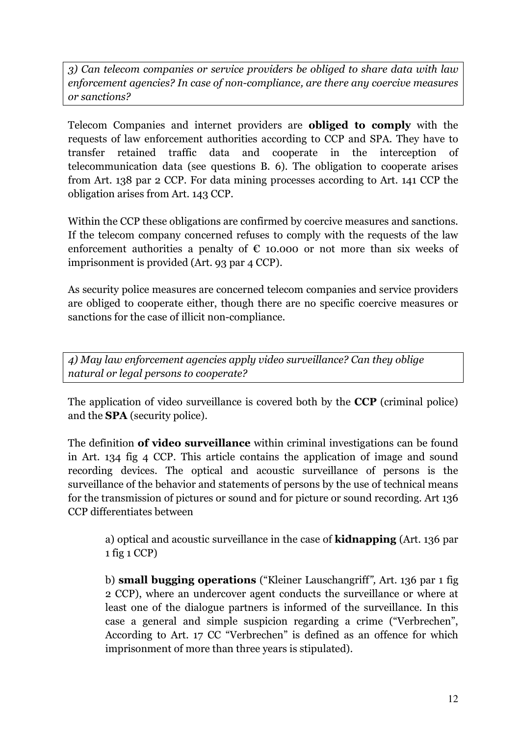*3) Can telecom companies or service providers be obliged to share data with law enforcement agencies? In case of non-compliance, are there any coercive measures or sanctions?*

Telecom Companies and internet providers are **obliged to comply** with the requests of law enforcement authorities according to CCP and SPA. They have to transfer retained traffic data and cooperate in the interception of telecommunication data (see questions B. 6). The obligation to cooperate arises from Art. 138 par 2 CCP. For data mining processes according to Art. 141 CCP the obligation arises from Art. 143 CCP.

Within the CCP these obligations are confirmed by coercive measures and sanctions. If the telecom company concerned refuses to comply with the requests of the law enforcement authorities a penalty of € 10.000 or not more than six weeks of imprisonment is provided (Art. 93 par 4 CCP).

As security police measures are concerned telecom companies and service providers are obliged to cooperate either, though there are no specific coercive measures or sanctions for the case of illicit non-compliance.

*4) May law enforcement agencies apply video surveillance? Can they oblige natural or legal persons to cooperate?*

The application of video surveillance is covered both by the **CCP** (criminal police) and the **SPA** (security police).

The definition **of video surveillance** within criminal investigations can be found in Art. 134 fig 4 CCP. This article contains the application of image and sound recording devices. The optical and acoustic surveillance of persons is the surveillance of the behavior and statements of persons by the use of technical means for the transmission of pictures or sound and for picture or sound recording. Art 136 CCP differentiates between

> a) optical and acoustic surveillance in the case of **kidnapping** (Art. 136 par 1 fig 1 CCP)
>
> b) **small bugging operations** ("Kleiner Lauschangriff", Art. 136 par 1 fig 2 CCP), where an undercover agent conducts the surveillance or where at least one of the dialogue partners is informed of the surveillance. In this case a general and simple suspicion regarding a crime ("Verbrechen", According to Art. 17 CC "Verbrechen" is defined as an offence for which imprisonment of more than three years is stipulated).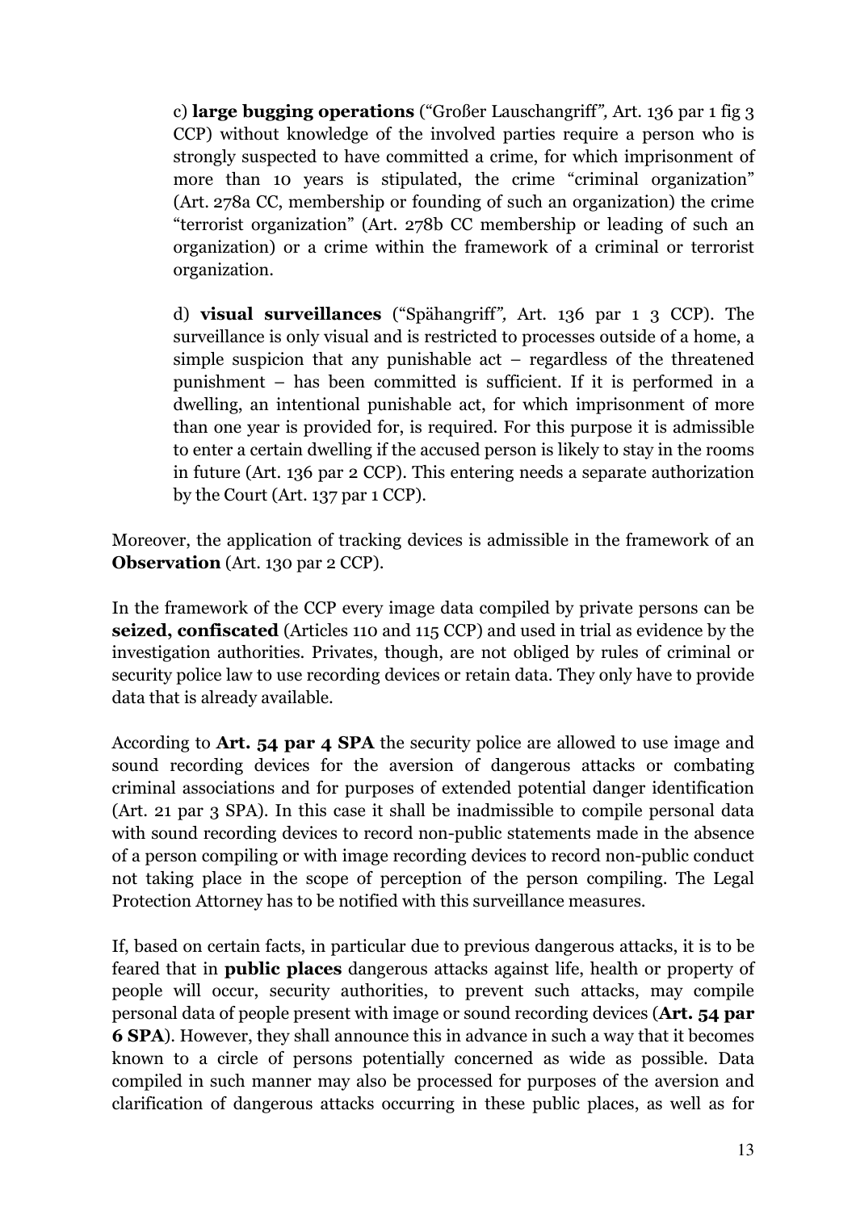c) **large bugging operations** ("Großer Lauschangriff", Art. 136 par 1 fig 3 CCP) without knowledge of the involved parties require a person who is strongly suspected to have committed a crime, for which imprisonment of more than 10 years is stipulated, the crime "criminal organization" (Art. 278a CC, membership or founding of such an organization) the crime "terrorist organization" (Art. 278b CC membership or leading of such an organization) or a crime within the framework of a criminal or terrorist organization.

d) **visual surveillances** ("Spähangriff", Art. 136 par 1 3 CCP). The surveillance is only visual and is restricted to processes outside of a home, a simple suspicion that any punishable act – regardless of the threatened punishment – has been committed is sufficient. If it is performed in a dwelling, an intentional punishable act, for which imprisonment of more than one year is provided for, is required. For this purpose it is admissible to enter a certain dwelling if the accused person is likely to stay in the rooms in future (Art. 136 par 2 CCP). This entering needs a separate authorization by the Court (Art. 137 par 1 CCP).

Moreover, the application of tracking devices is admissible in the framework of an **Observation** (Art. 130 par 2 CCP).

In the framework of the CCP every image data compiled by private persons can be **seized, confiscated** (Articles 110 and 115 CCP) and used in trial as evidence by the investigation authorities. Privates, though, are not obliged by rules of criminal or security police law to use recording devices or retain data. They only have to provide data that is already available.

According to **Art. 54 par 4 SPA** the security police are allowed to use image and sound recording devices for the aversion of dangerous attacks or combating criminal associations and for purposes of extended potential danger identification (Art. 21 par 3 SPA). In this case it shall be inadmissible to compile personal data with sound recording devices to record non-public statements made in the absence of a person compiling or with image recording devices to record non-public conduct not taking place in the scope of perception of the person compiling. The Legal Protection Attorney has to be notified with this surveillance measures.

If, based on certain facts, in particular due to previous dangerous attacks, it is to be feared that in **public places** dangerous attacks against life, health or property of people will occur, security authorities, to prevent such attacks, may compile personal data of people present with image or sound recording devices (**Art. 54 par 6 SPA**). However, they shall announce this in advance in such a way that it becomes known to a circle of persons potentially concerned as wide as possible. Data compiled in such manner may also be processed for purposes of the aversion and clarification of dangerous attacks occurring in these public places, as well as for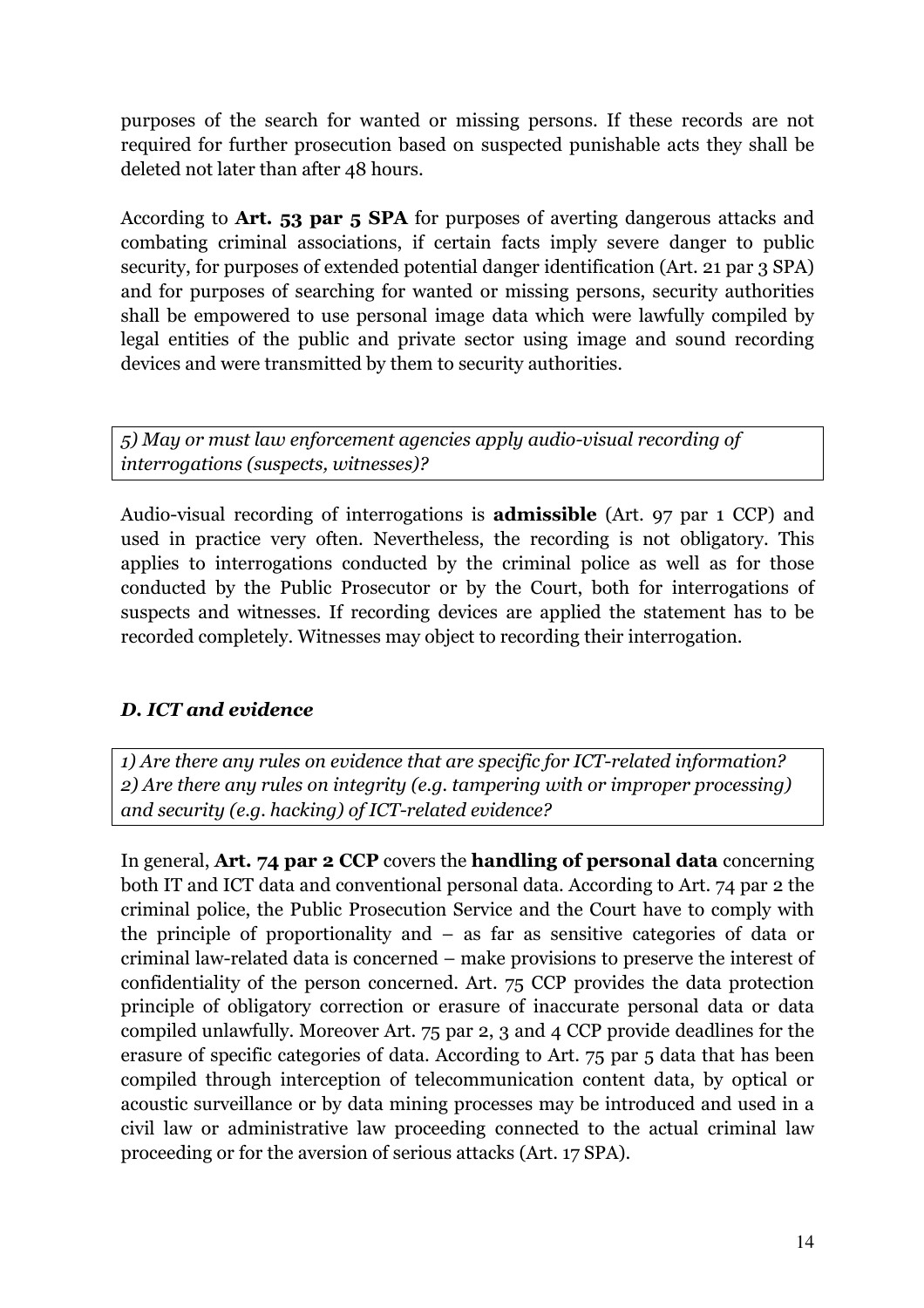purposes of the search for wanted or missing persons. If these records are not required for further prosecution based on suspected punishable acts they shall be deleted not later than after 48 hours.

According to **Art. 53 par 5 SPA** for purposes of averting dangerous attacks and combating criminal associations, if certain facts imply severe danger to public security, for purposes of extended potential danger identification (Art. 21 par 3 SPA) and for purposes of searching for wanted or missing persons, security authorities shall be empowered to use personal image data which were lawfully compiled by legal entities of the public and private sector using image and sound recording devices and were transmitted by them to security authorities.

*5) May or must law enforcement agencies apply audio-visual recording of interrogations (suspects, witnesses)?*

Audio-visual recording of interrogations is **admissible** (Art. 97 par 1 CCP) and used in practice very often. Nevertheless, the recording is not obligatory. This applies to interrogations conducted by the criminal police as well as for those conducted by the Public Prosecutor or by the Court, both for interrogations of suspects and witnesses. If recording devices are applied the statement has to be recorded completely. Witnesses may object to recording their interrogation.

### *D. ICT and evidence*

*1) Are there any rules on evidence that are specific for ICT-related information?*
*2) Are there any rules on integrity (e.g. tampering with or improper processing) and security (e.g. hacking) of ICT-related evidence?*

In general, **Art. 74 par 2 CCP** covers the **handling of personal data** concerning both IT and ICT data and conventional personal data. According to Art. 74 par 2 the criminal police, the Public Prosecution Service and the Court have to comply with the principle of proportionality and – as far as sensitive categories of data or criminal law-related data is concerned – make provisions to preserve the interest of confidentiality of the person concerned. Art. 75 CCP provides the data protection principle of obligatory correction or erasure of inaccurate personal data or data compiled unlawfully. Moreover Art. 75 par 2, 3 and 4 CCP provide deadlines for the erasure of specific categories of data. According to Art. 75 par 5 data that has been compiled through interception of telecommunication content data, by optical or acoustic surveillance or by data mining processes may be introduced and used in a civil law or administrative law proceeding connected to the actual criminal law proceeding or for the aversion of serious attacks (Art. 17 SPA).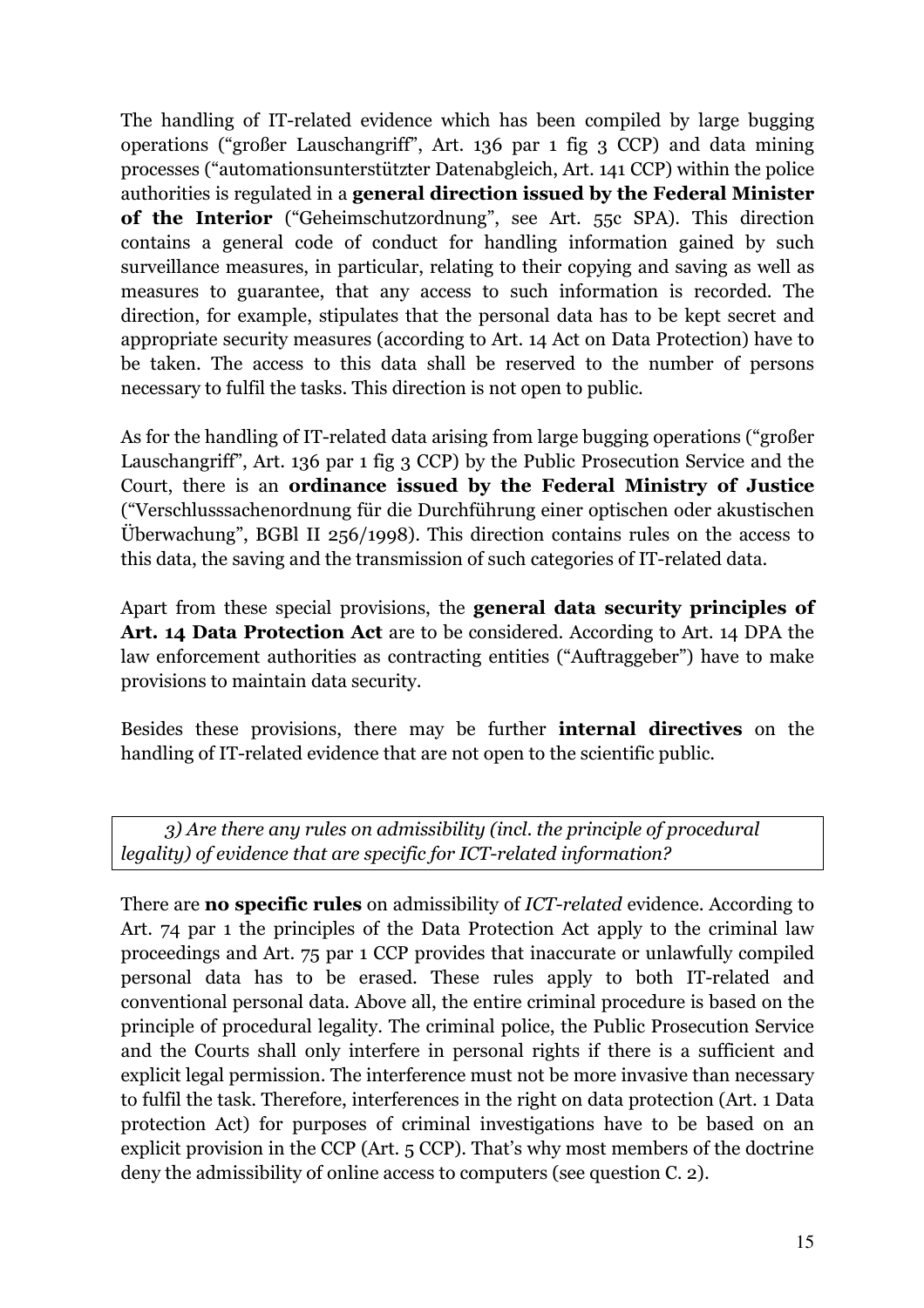The handling of IT-related evidence which has been compiled by large bugging operations ("großer Lauschangriff", Art. 136 par 1 fig 3 CCP) and data mining processes ("automationsunterstützter Datenabgleich, Art. 141 CCP) within the police authorities is regulated in a **general direction issued by the Federal Minister of the Interior** ("Geheimschutzordnung", see Art. 55c SPA). This direction contains a general code of conduct for handling information gained by such surveillance measures, in particular, relating to their copying and saving as well as measures to guarantee, that any access to such information is recorded. The direction, for example, stipulates that the personal data has to be kept secret and appropriate security measures (according to Art. 14 Act on Data Protection) have to be taken. The access to this data shall be reserved to the number of persons necessary to fulfil the tasks. This direction is not open to public.

As for the handling of IT-related data arising from large bugging operations ("großer Lauschangriff", Art. 136 par 1 fig 3 CCP) by the Public Prosecution Service and the Court, there is an **ordinance issued by the Federal Ministry of Justice** ("Verschlusssachenordnung für die Durchführung einer optischen oder akustischen Überwachung", BGBl II 256/1998). This direction contains rules on the access to this data, the saving and the transmission of such categories of IT-related data.

Apart from these special provisions, the **general data security principles of Art. 14 Data Protection Act** are to be considered. According to Art. 14 DPA the law enforcement authorities as contracting entities ("Auftraggeber") have to make provisions to maintain data security.

Besides these provisions, there may be further **internal directives** on the handling of IT-related evidence that are not open to the scientific public.

*3) Are there any rules on admissibility (incl. the principle of procedural legality) of evidence that are specific for ICT-related information?*

There are **no specific rules** on admissibility of *ICT-related* evidence. According to Art. 74 par 1 the principles of the Data Protection Act apply to the criminal law proceedings and Art. 75 par 1 CCP provides that inaccurate or unlawfully compiled personal data has to be erased. These rules apply to both IT-related and conventional personal data. Above all, the entire criminal procedure is based on the principle of procedural legality. The criminal police, the Public Prosecution Service and the Courts shall only interfere in personal rights if there is a sufficient and explicit legal permission. The interference must not be more invasive than necessary to fulfil the task. Therefore, interferences in the right on data protection (Art. 1 Data protection Act) for purposes of criminal investigations have to be based on an explicit provision in the CCP (Art. 5 CCP). That's why most members of the doctrine deny the admissibility of online access to computers (see question C. 2).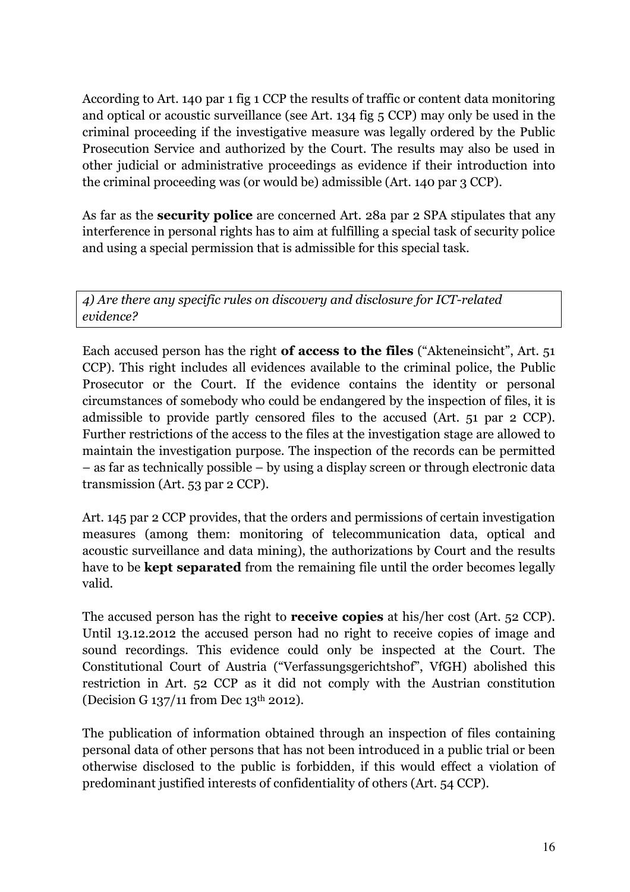According to Art. 140 par 1 fig 1 CCP the results of traffic or content data monitoring and optical or acoustic surveillance (see Art. 134 fig 5 CCP) may only be used in the criminal proceeding if the investigative measure was legally ordered by the Public Prosecution Service and authorized by the Court. The results may also be used in other judicial or administrative proceedings as evidence if their introduction into the criminal proceeding was (or would be) admissible (Art. 140 par 3 CCP).

As far as the **security police** are concerned Art. 28a par 2 SPA stipulates that any interference in personal rights has to aim at fulfilling a special task of security police and using a special permission that is admissible for this special task.

*4) Are there any specific rules on discovery and disclosure for ICT-related evidence?*

Each accused person has the right **of access to the files** ("Akteneinsicht", Art. 51 CCP). This right includes all evidences available to the criminal police, the Public Prosecutor or the Court. If the evidence contains the identity or personal circumstances of somebody who could be endangered by the inspection of files, it is admissible to provide partly censored files to the accused (Art. 51 par 2 CCP). Further restrictions of the access to the files at the investigation stage are allowed to maintain the investigation purpose. The inspection of the records can be permitted – as far as technically possible – by using a display screen or through electronic data transmission (Art. 53 par 2 CCP).

Art. 145 par 2 CCP provides, that the orders and permissions of certain investigation measures (among them: monitoring of telecommunication data, optical and acoustic surveillance and data mining), the authorizations by Court and the results have to be **kept separated** from the remaining file until the order becomes legally valid.

The accused person has the right to **receive copies** at his/her cost (Art. 52 CCP). Until 13.12.2012 the accused person had no right to receive copies of image and sound recordings. This evidence could only be inspected at the Court. The Constitutional Court of Austria ("Verfassungsgerichtshof", VfGH) abolished this restriction in Art. 52 CCP as it did not comply with the Austrian constitution (Decision G 137/11 from Dec 13th 2012).

The publication of information obtained through an inspection of files containing personal data of other persons that has not been introduced in a public trial or been otherwise disclosed to the public is forbidden, if this would effect a violation of predominant justified interests of confidentiality of others (Art. 54 CCP).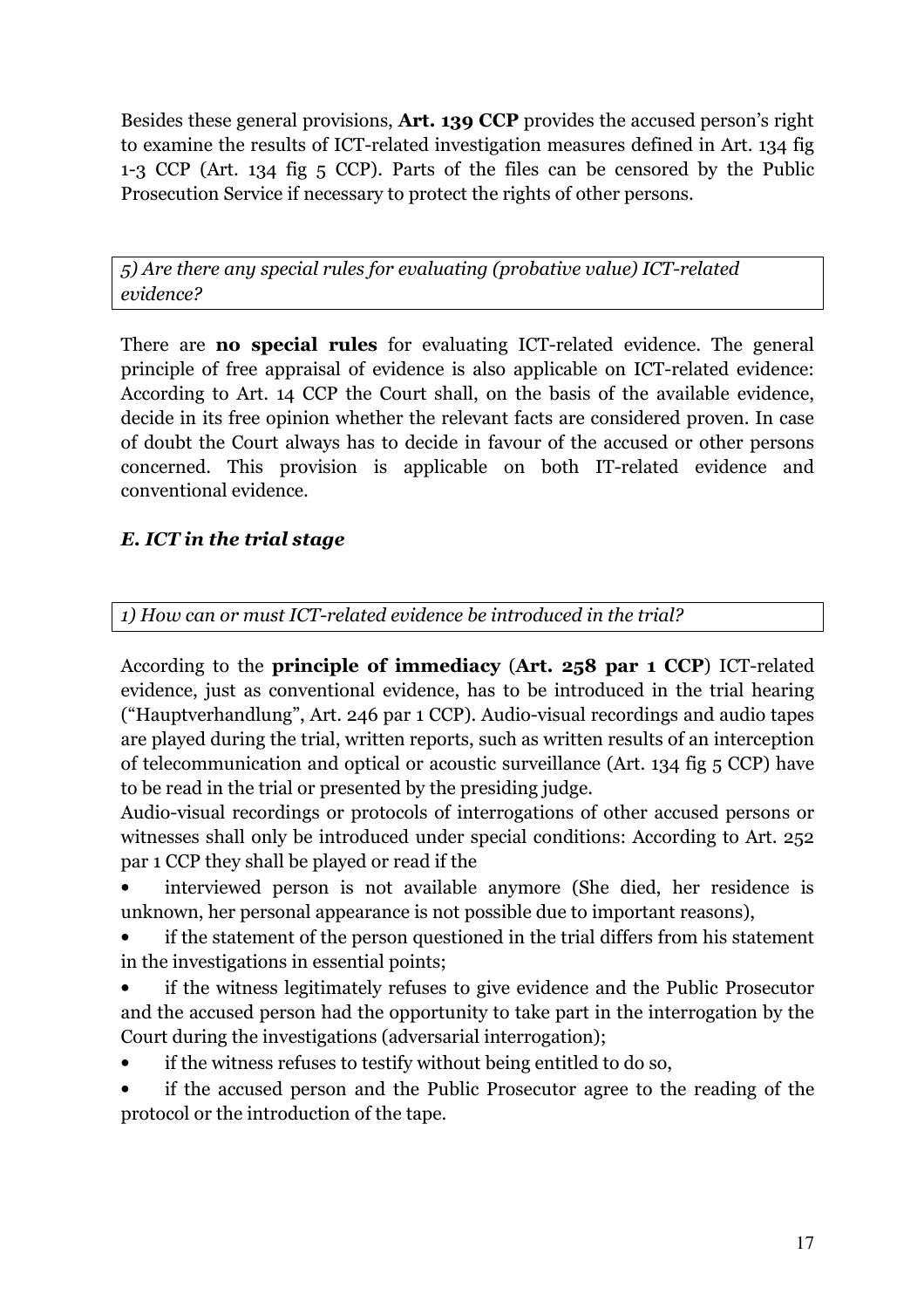Besides these general provisions, **Art. 139 CCP** provides the accused person's right to examine the results of ICT-related investigation measures defined in Art. 134 fig 1-3 CCP (Art. 134 fig 5 CCP). Parts of the files can be censored by the Public Prosecution Service if necessary to protect the rights of other persons.

*5) Are there any special rules for evaluating (probative value) ICT-related evidence?*

There are **no special rules** for evaluating ICT-related evidence. The general principle of free appraisal of evidence is also applicable on ICT-related evidence: According to Art. 14 CCP the Court shall, on the basis of the available evidence, decide in its free opinion whether the relevant facts are considered proven. In case of doubt the Court always has to decide in favour of the accused or other persons concerned. This provision is applicable on both IT-related evidence and conventional evidence.

### *E. ICT in the trial stage*

*1) How can or must ICT-related evidence be introduced in the trial?*

According to the **principle of immediacy** (**Art. 258 par 1 CCP**) ICT-related evidence, just as conventional evidence, has to be introduced in the trial hearing ("Hauptverhandlung", Art. 246 par 1 CCP). Audio-visual recordings and audio tapes are played during the trial, written reports, such as written results of an interception of telecommunication and optical or acoustic surveillance (Art. 134 fig 5 CCP) have to be read in the trial or presented by the presiding judge.

Audio-visual recordings or protocols of interrogations of other accused persons or witnesses shall only be introduced under special conditions: According to Art. 252 par 1 CCP they shall be played or read if the

- interviewed person is not available anymore (She died, her residence is unknown, her personal appearance is not possible due to important reasons),
- if the statement of the person questioned in the trial differs from his statement in the investigations in essential points;
- if the witness legitimately refuses to give evidence and the Public Prosecutor and the accused person had the opportunity to take part in the interrogation by the Court during the investigations (adversarial interrogation);
- if the witness refuses to testify without being entitled to do so,
- if the accused person and the Public Prosecutor agree to the reading of the protocol or the introduction of the tape.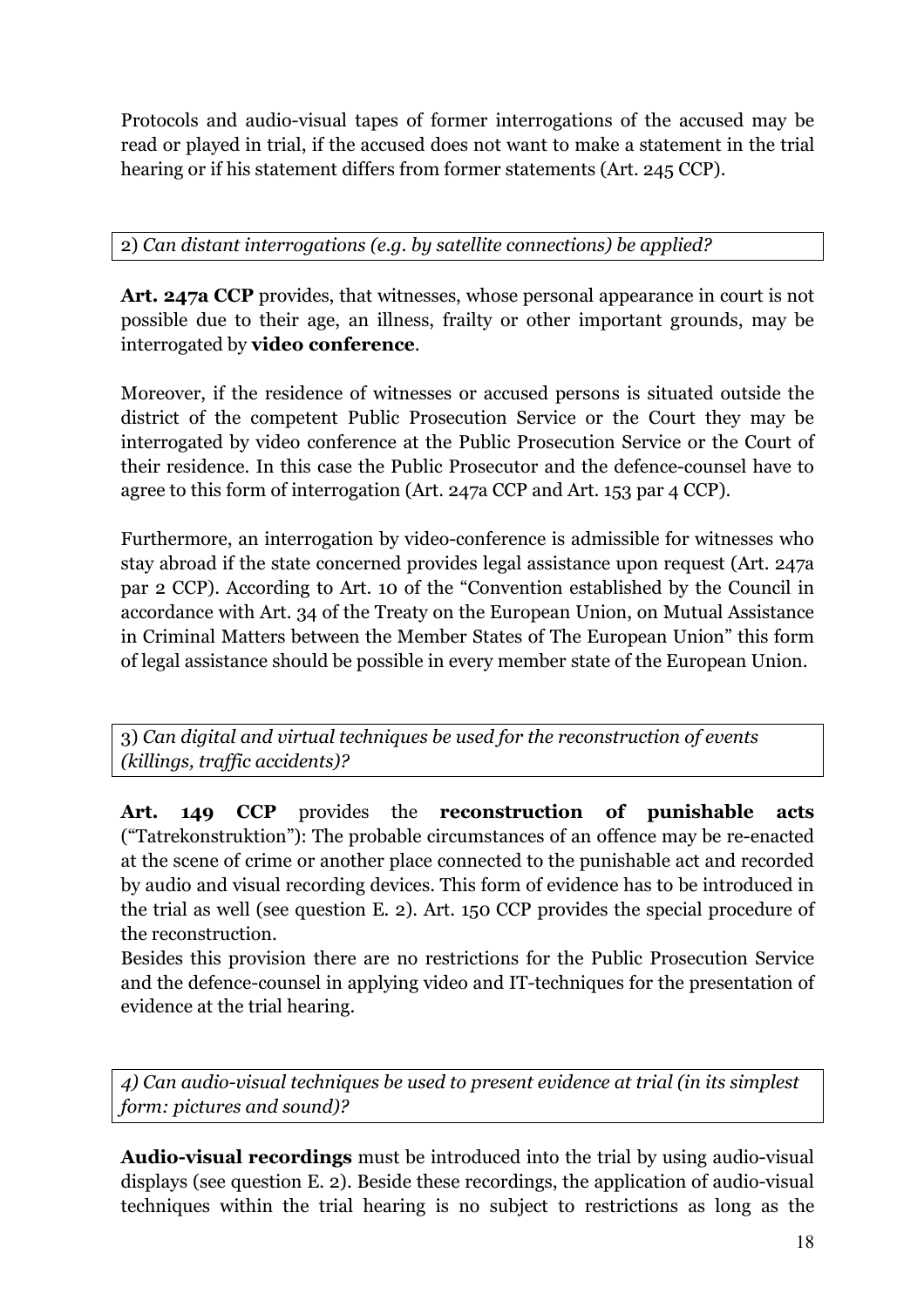Protocols and audio-visual tapes of former interrogations of the accused may be read or played in trial, if the accused does not want to make a statement in the trial hearing or if his statement differs from former statements (Art. 245 CCP).

2) *Can distant interrogations (e.g. by satellite connections) be applied?*

**Art. 247a CCP** provides, that witnesses, whose personal appearance in court is not possible due to their age, an illness, frailty or other important grounds, may be interrogated by **video conference**.

Moreover, if the residence of witnesses or accused persons is situated outside the district of the competent Public Prosecution Service or the Court they may be interrogated by video conference at the Public Prosecution Service or the Court of their residence. In this case the Public Prosecutor and the defence-counsel have to agree to this form of interrogation (Art. 247a CCP and Art. 153 par 4 CCP).

Furthermore, an interrogation by video-conference is admissible for witnesses who stay abroad if the state concerned provides legal assistance upon request (Art. 247a par 2 CCP). According to Art. 10 of the "Convention established by the Council in accordance with Art. 34 of the Treaty on the European Union, on Mutual Assistance in Criminal Matters between the Member States of The European Union" this form of legal assistance should be possible in every member state of the European Union.

3) *Can digital and virtual techniques be used for the reconstruction of events (killings, traffic accidents)?*

**Art. 149 CCP** provides the **reconstruction of punishable acts** ("Tatrekonstruktion"): The probable circumstances of an offence may be re-enacted at the scene of crime or another place connected to the punishable act and recorded by audio and visual recording devices. This form of evidence has to be introduced in the trial as well (see question E. 2). Art. 150 CCP provides the special procedure of the reconstruction.
Besides this provision there are no restrictions for the Public Prosecution Service and the defence-counsel in applying video and IT-techniques for the presentation of evidence at the trial hearing.

*4) Can audio-visual techniques be used to present evidence at trial (in its simplest form: pictures and sound)?*

**Audio-visual recordings** must be introduced into the trial by using audio-visual displays (see question E. 2). Beside these recordings, the application of audio-visual techniques within the trial hearing is no subject to restrictions as long as the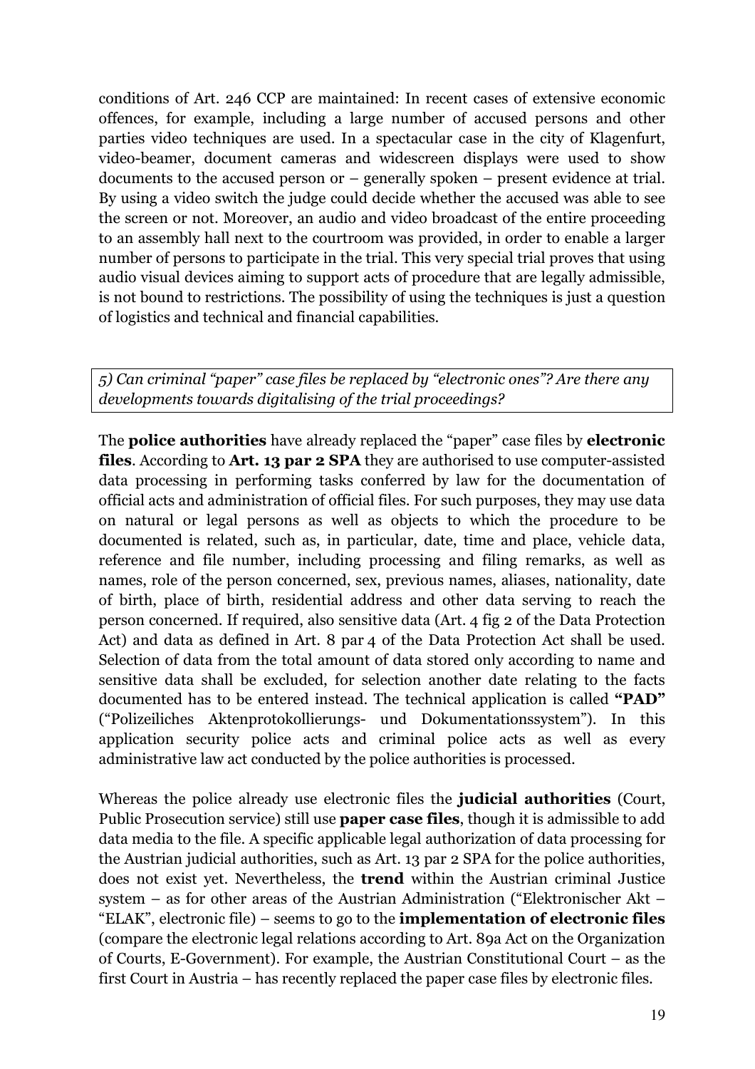conditions of Art. 246 CCP are maintained: In recent cases of extensive economic offences, for example, including a large number of accused persons and other parties video techniques are used. In a spectacular case in the city of Klagenfurt, video-beamer, document cameras and widescreen displays were used to show documents to the accused person or – generally spoken – present evidence at trial. By using a video switch the judge could decide whether the accused was able to see the screen or not. Moreover, an audio and video broadcast of the entire proceeding to an assembly hall next to the courtroom was provided, in order to enable a larger number of persons to participate in the trial. This very special trial proves that using audio visual devices aiming to support acts of procedure that are legally admissible, is not bound to restrictions. The possibility of using the techniques is just a question of logistics and technical and financial capabilities.

*5) Can criminal "paper" case files be replaced by "electronic ones"? Are there any developments towards digitalising of the trial proceedings?*

The **police authorities** have already replaced the "paper" case files by **electronic files**. According to **Art. 13 par 2 SPA** they are authorised to use computer-assisted data processing in performing tasks conferred by law for the documentation of official acts and administration of official files. For such purposes, they may use data on natural or legal persons as well as objects to which the procedure to be documented is related, such as, in particular, date, time and place, vehicle data, reference and file number, including processing and filing remarks, as well as names, role of the person concerned, sex, previous names, aliases, nationality, date of birth, place of birth, residential address and other data serving to reach the person concerned. If required, also sensitive data (Art. 4 fig 2 of the Data Protection Act) and data as defined in Art. 8 par 4 of the Data Protection Act shall be used. Selection of data from the total amount of data stored only according to name and sensitive data shall be excluded, for selection another date relating to the facts documented has to be entered instead. The technical application is called **"PAD"** ("Polizeiliches Aktenprotokollierungs- und Dokumentationssystem"). In this application security police acts and criminal police acts as well as every administrative law act conducted by the police authorities is processed.

Whereas the police already use electronic files the **judicial authorities** (Court, Public Prosecution service) still use **paper case files**, though it is admissible to add data media to the file. A specific applicable legal authorization of data processing for the Austrian judicial authorities, such as Art. 13 par 2 SPA for the police authorities, does not exist yet. Nevertheless, the **trend** within the Austrian criminal Justice system – as for other areas of the Austrian Administration ("Elektronischer Akt – "ELAK", electronic file) – seems to go to the **implementation of electronic files** (compare the electronic legal relations according to Art. 89a Act on the Organization of Courts, E-Government). For example, the Austrian Constitutional Court – as the first Court in Austria – has recently replaced the paper case files by electronic files.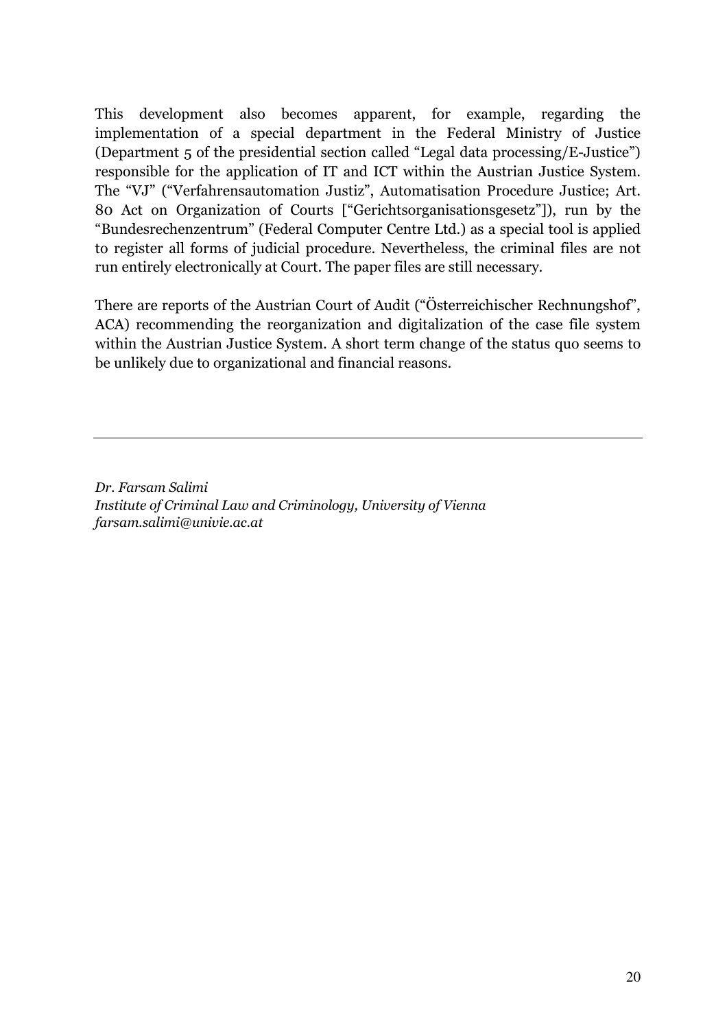This development also becomes apparent, for example, regarding the implementation of a special department in the Federal Ministry of Justice (Department 5 of the presidential section called "Legal data processing/E-Justice") responsible for the application of IT and ICT within the Austrian Justice System. The "VJ" ("Verfahrensautomation Justiz", Automatisation Procedure Justice; Art. 80 Act on Organization of Courts ["Gerichtsorganisationsgesetz"]), run by the "Bundesrechenzentrum" (Federal Computer Centre Ltd.) as a special tool is applied to register all forms of judicial procedure. Nevertheless, the criminal files are not run entirely electronically at Court. The paper files are still necessary.

There are reports of the Austrian Court of Audit ("Österreichischer Rechnungshof", ACA) recommending the reorganization and digitalization of the case file system within the Austrian Justice System. A short term change of the status quo seems to be unlikely due to organizational and financial reasons.

---

*Dr. Farsam Salimi*
*Institute of Criminal Law and Criminology, University of Vienna*
*farsam.salimi@univie.ac.at*